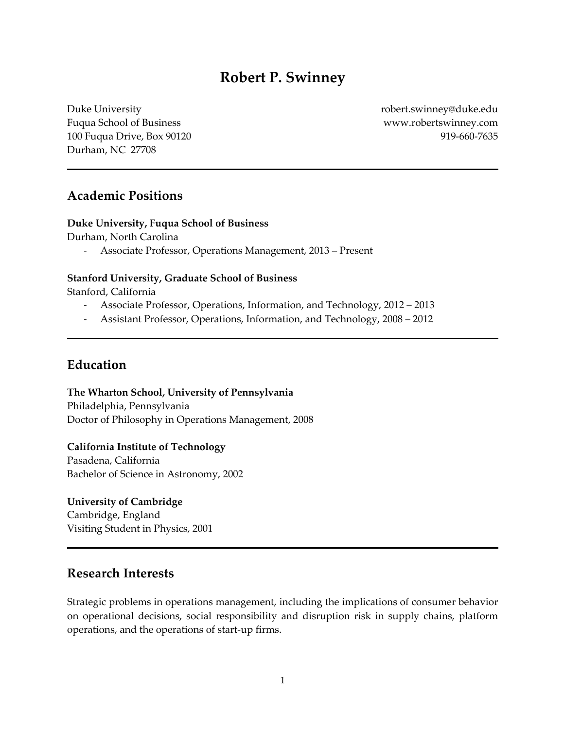# Robert P. Swinney

Duke University
Fuqua School of Business
100 Fuqua Drive, Box 90120
Durham, NC 27708

robert.swinney@duke.edu
www.robertswinney.com
919-660-7635

---

## Academic Positions

**Duke University, Fuqua School of Business**
Durham, North Carolina

- Associate Professor, Operations Management, 2013 – Present

**Stanford University, Graduate School of Business**
Stanford, California

- Associate Professor, Operations, Information, and Technology, 2012 – 2013
- Assistant Professor, Operations, Information, and Technology, 2008 – 2012

---

## Education

**The Wharton School, University of Pennsylvania**
Philadelphia, Pennsylvania
Doctor of Philosophy in Operations Management, 2008

**California Institute of Technology**
Pasadena, California
Bachelor of Science in Astronomy, 2002

**University of Cambridge**
Cambridge, England
Visiting Student in Physics, 2001

---

## Research Interests

Strategic problems in operations management, including the implications of consumer behavior on operational decisions, social responsibility and disruption risk in supply chains, platform operations, and the operations of start-up firms.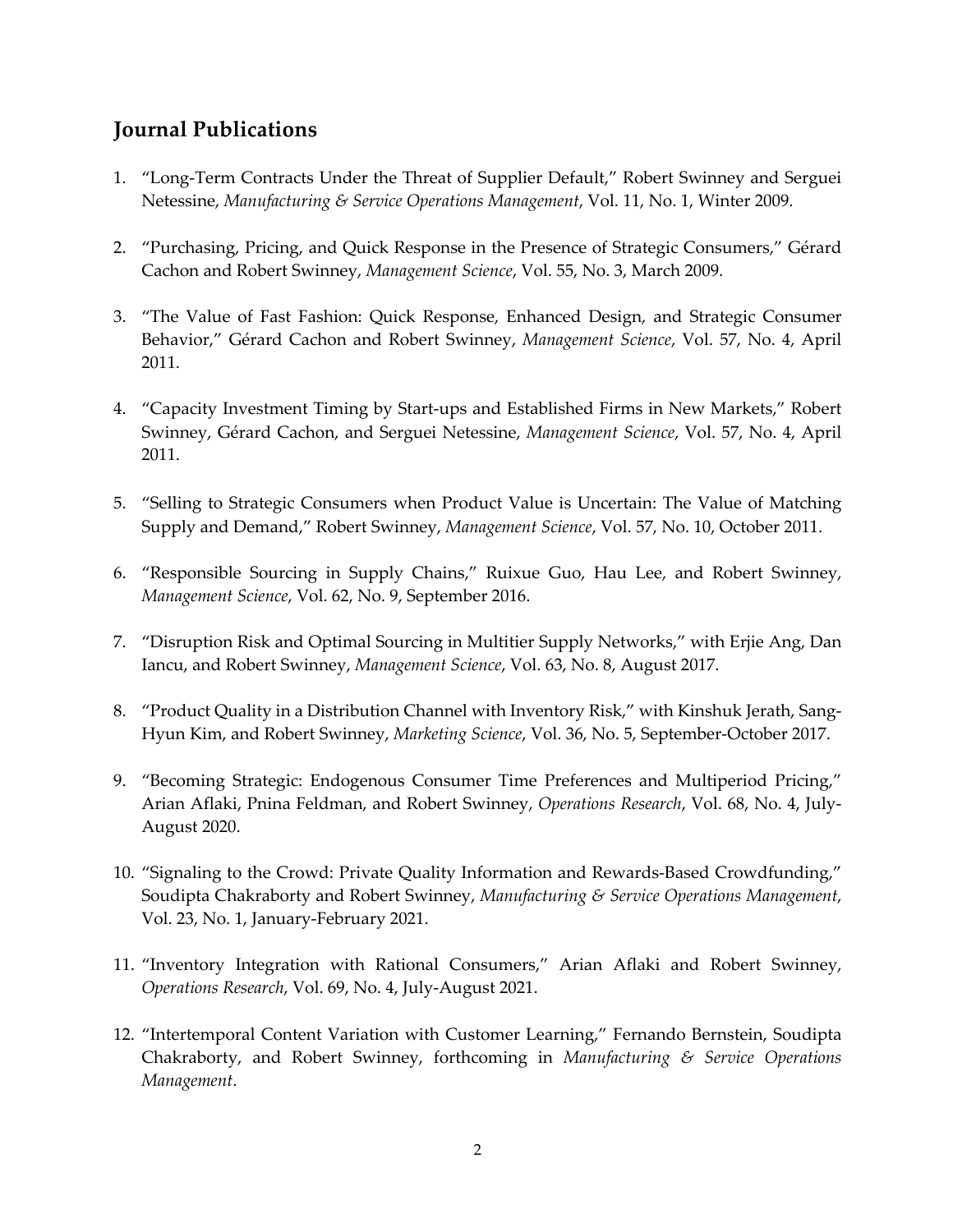## Journal Publications

1. "Long-Term Contracts Under the Threat of Supplier Default," Robert Swinney and Serguei Netessine, *Manufacturing & Service Operations Management*, Vol. 11, No. 1, Winter 2009.

2. "Purchasing, Pricing, and Quick Response in the Presence of Strategic Consumers," Gérard Cachon and Robert Swinney, *Management Science*, Vol. 55, No. 3, March 2009.

3. "The Value of Fast Fashion: Quick Response, Enhanced Design, and Strategic Consumer Behavior," Gérard Cachon and Robert Swinney, *Management Science*, Vol. 57, No. 4, April 2011.

4. "Capacity Investment Timing by Start-ups and Established Firms in New Markets," Robert Swinney, Gérard Cachon, and Serguei Netessine, *Management Science*, Vol. 57, No. 4, April 2011.

5. "Selling to Strategic Consumers when Product Value is Uncertain: The Value of Matching Supply and Demand," Robert Swinney, *Management Science*, Vol. 57, No. 10, October 2011.

6. "Responsible Sourcing in Supply Chains," Ruixue Guo, Hau Lee, and Robert Swinney, *Management Science*, Vol. 62, No. 9, September 2016.

7. "Disruption Risk and Optimal Sourcing in Multitier Supply Networks," with Erjie Ang, Dan Iancu, and Robert Swinney, *Management Science*, Vol. 63, No. 8, August 2017.

8. "Product Quality in a Distribution Channel with Inventory Risk," with Kinshuk Jerath, Sang-Hyun Kim, and Robert Swinney, *Marketing Science*, Vol. 36, No. 5, September-October 2017.

9. "Becoming Strategic: Endogenous Consumer Time Preferences and Multiperiod Pricing," Arian Aflaki, Pnina Feldman, and Robert Swinney, *Operations Research*, Vol. 68, No. 4, July-August 2020.

10. "Signaling to the Crowd: Private Quality Information and Rewards-Based Crowdfunding," Soudipta Chakraborty and Robert Swinney, *Manufacturing & Service Operations Management*, Vol. 23, No. 1, January-February 2021.

11. "Inventory Integration with Rational Consumers," Arian Aflaki and Robert Swinney, *Operations Research*, Vol. 69, No. 4, July-August 2021.

12. "Intertemporal Content Variation with Customer Learning," Fernando Bernstein, Soudipta Chakraborty, and Robert Swinney, forthcoming in *Manufacturing & Service Operations Management*.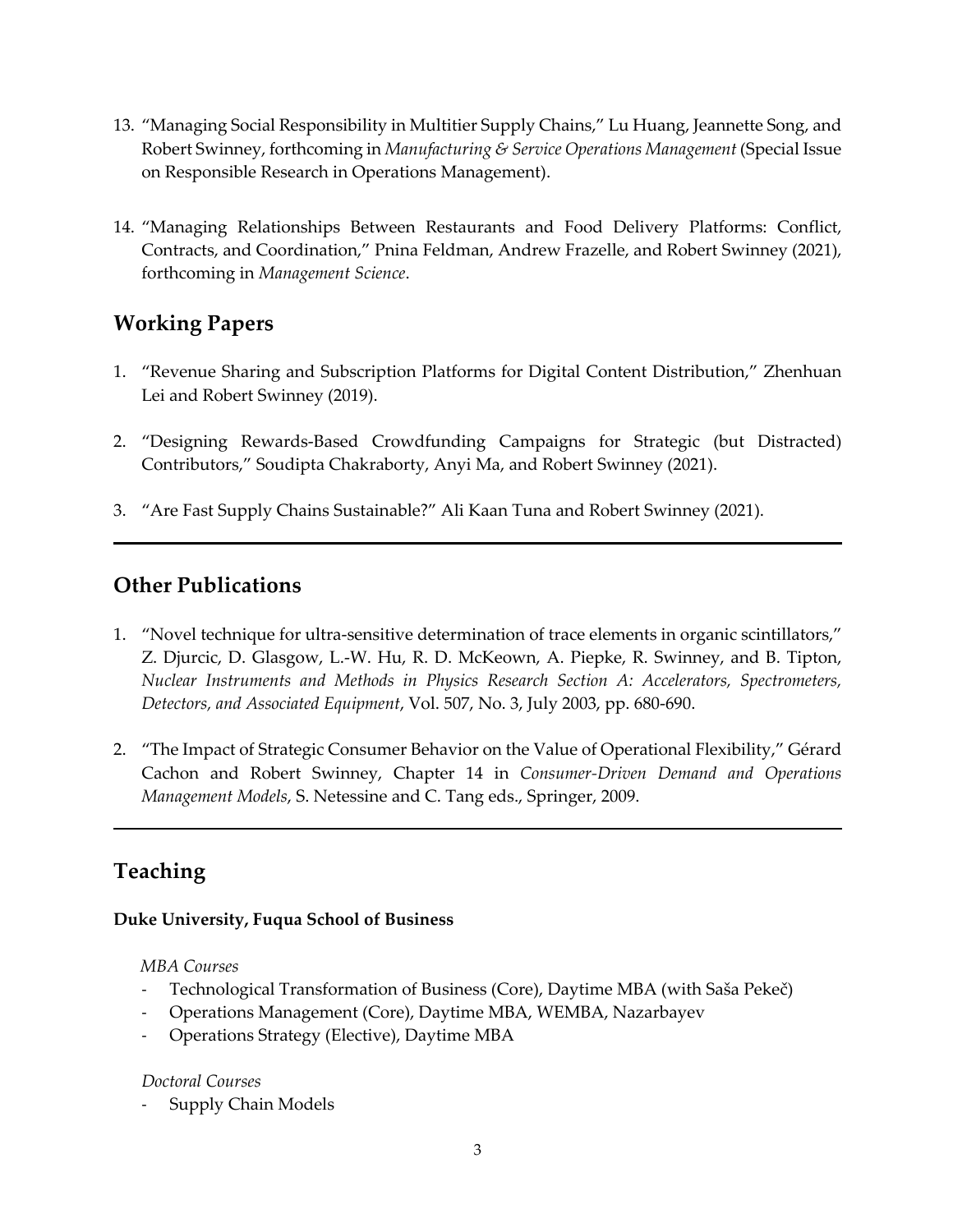13. "Managing Social Responsibility in Multitier Supply Chains," Lu Huang, Jeannette Song, and Robert Swinney, forthcoming in *Manufacturing & Service Operations Management* (Special Issue on Responsible Research in Operations Management).

14. "Managing Relationships Between Restaurants and Food Delivery Platforms: Conflict, Contracts, and Coordination," Pnina Feldman, Andrew Frazelle, and Robert Swinney (2021), forthcoming in *Management Science*.

## Working Papers

1. "Revenue Sharing and Subscription Platforms for Digital Content Distribution," Zhenhuan Lei and Robert Swinney (2019).

2. "Designing Rewards-Based Crowdfunding Campaigns for Strategic (but Distracted) Contributors," Soudipta Chakraborty, Anyi Ma, and Robert Swinney (2021).

3. "Are Fast Supply Chains Sustainable?" Ali Kaan Tuna and Robert Swinney (2021).

---

## Other Publications

1. "Novel technique for ultra-sensitive determination of trace elements in organic scintillators," Z. Djurcic, D. Glasgow, L.-W. Hu, R. D. McKeown, A. Piepke, R. Swinney, and B. Tipton, *Nuclear Instruments and Methods in Physics Research Section A: Accelerators, Spectrometers, Detectors, and Associated Equipment*, Vol. 507, No. 3, July 2003, pp. 680-690.

2. "The Impact of Strategic Consumer Behavior on the Value of Operational Flexibility," Gérard Cachon and Robert Swinney, Chapter 14 in *Consumer-Driven Demand and Operations Management Models*, S. Netessine and C. Tang eds., Springer, 2009.

---

## Teaching

**Duke University, Fuqua School of Business**

*MBA Courses*

- Technological Transformation of Business (Core), Daytime MBA (with Saša Pekeč)
- Operations Management (Core), Daytime MBA, WEMBA, Nazarbayev
- Operations Strategy (Elective), Daytime MBA

*Doctoral Courses*

- Supply Chain Models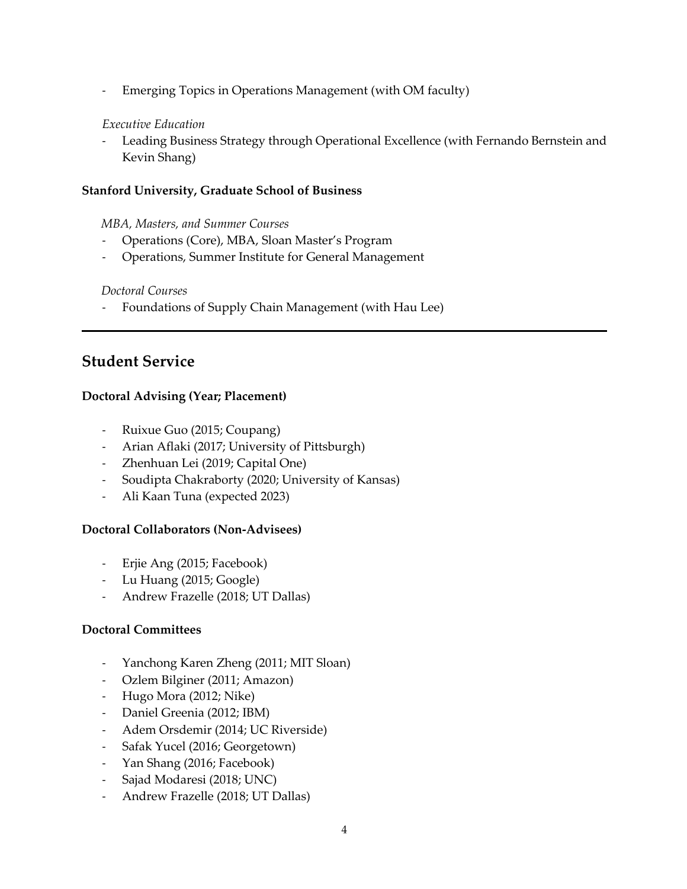- Emerging Topics in Operations Management (with OM faculty)

*Executive Education*

- Leading Business Strategy through Operational Excellence (with Fernando Bernstein and Kevin Shang)

**Stanford University, Graduate School of Business**

*MBA, Masters, and Summer Courses*

- Operations (Core), MBA, Sloan Master's Program
- Operations, Summer Institute for General Management

*Doctoral Courses*

- Foundations of Supply Chain Management (with Hau Lee)

---

## Student Service

**Doctoral Advising (Year; Placement)**

- Ruixue Guo (2015; Coupang)
- Arian Aflaki (2017; University of Pittsburgh)
- Zhenhuan Lei (2019; Capital One)
- Soudipta Chakraborty (2020; University of Kansas)
- Ali Kaan Tuna (expected 2023)

**Doctoral Collaborators (Non-Advisees)**

- Erjie Ang (2015; Facebook)
- Lu Huang (2015; Google)
- Andrew Frazelle (2018; UT Dallas)

**Doctoral Committees**

- Yanchong Karen Zheng (2011; MIT Sloan)
- Ozlem Bilginer (2011; Amazon)
- Hugo Mora (2012; Nike)
- Daniel Greenia (2012; IBM)
- Adem Orsdemir (2014; UC Riverside)
- Safak Yucel (2016; Georgetown)
- Yan Shang (2016; Facebook)
- Sajad Modaresi (2018; UNC)
- Andrew Frazelle (2018; UT Dallas)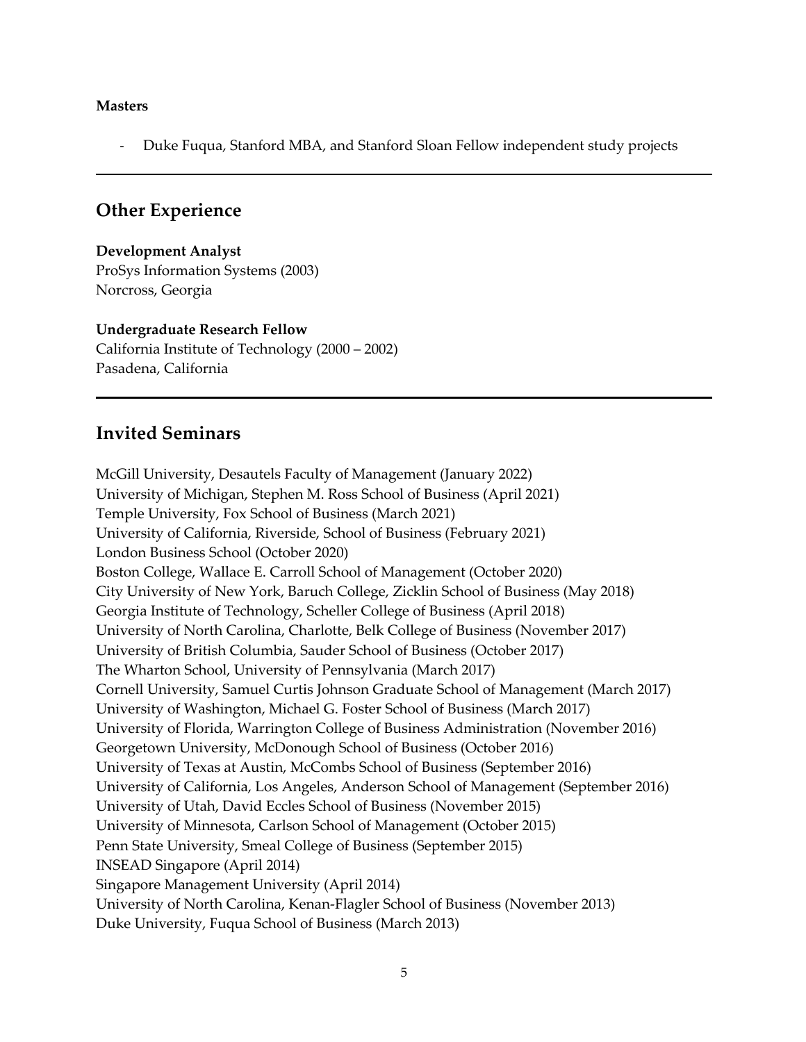**Masters**

- Duke Fuqua, Stanford MBA, and Stanford Sloan Fellow independent study projects

---

## Other Experience

**Development Analyst**
ProSys Information Systems (2003)
Norcross, Georgia

**Undergraduate Research Fellow**
California Institute of Technology (2000 – 2002)
Pasadena, California

---

## Invited Seminars

McGill University, Desautels Faculty of Management (January 2022)
University of Michigan, Stephen M. Ross School of Business (April 2021)
Temple University, Fox School of Business (March 2021)
University of California, Riverside, School of Business (February 2021)
London Business School (October 2020)
Boston College, Wallace E. Carroll School of Management (October 2020)
City University of New York, Baruch College, Zicklin School of Business (May 2018)
Georgia Institute of Technology, Scheller College of Business (April 2018)
University of North Carolina, Charlotte, Belk College of Business (November 2017)
University of British Columbia, Sauder School of Business (October 2017)
The Wharton School, University of Pennsylvania (March 2017)
Cornell University, Samuel Curtis Johnson Graduate School of Management (March 2017)
University of Washington, Michael G. Foster School of Business (March 2017)
University of Florida, Warrington College of Business Administration (November 2016)
Georgetown University, McDonough School of Business (October 2016)
University of Texas at Austin, McCombs School of Business (September 2016)
University of California, Los Angeles, Anderson School of Management (September 2016)
University of Utah, David Eccles School of Business (November 2015)
University of Minnesota, Carlson School of Management (October 2015)
Penn State University, Smeal College of Business (September 2015)
INSEAD Singapore (April 2014)
Singapore Management University (April 2014)
University of North Carolina, Kenan-Flagler School of Business (November 2013)
Duke University, Fuqua School of Business (March 2013)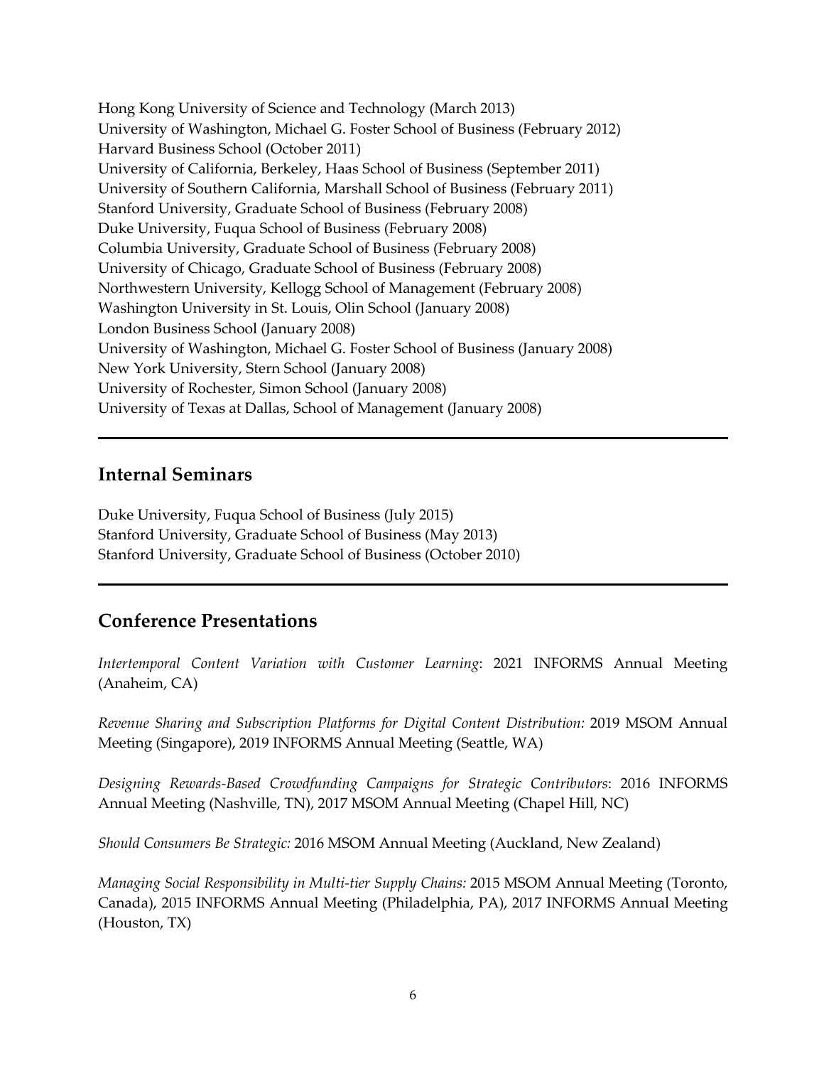Hong Kong University of Science and Technology (March 2013)  
University of Washington, Michael G. Foster School of Business (February 2012)  
Harvard Business School (October 2011)  
University of California, Berkeley, Haas School of Business (September 2011)  
University of Southern California, Marshall School of Business (February 2011)  
Stanford University, Graduate School of Business (February 2008)  
Duke University, Fuqua School of Business (February 2008)  
Columbia University, Graduate School of Business (February 2008)  
University of Chicago, Graduate School of Business (February 2008)  
Northwestern University, Kellogg School of Management (February 2008)  
Washington University in St. Louis, Olin School (January 2008)  
London Business School (January 2008)  
University of Washington, Michael G. Foster School of Business (January 2008)  
New York University, Stern School (January 2008)  
University of Rochester, Simon School (January 2008)  
University of Texas at Dallas, School of Management (January 2008)

---

## Internal Seminars

Duke University, Fuqua School of Business (July 2015)  
Stanford University, Graduate School of Business (May 2013)  
Stanford University, Graduate School of Business (October 2010)

---

## Conference Presentations

*Intertemporal Content Variation with Customer Learning*: 2021 INFORMS Annual Meeting (Anaheim, CA)

*Revenue Sharing and Subscription Platforms for Digital Content Distribution:* 2019 MSOM Annual Meeting (Singapore), 2019 INFORMS Annual Meeting (Seattle, WA)

*Designing Rewards-Based Crowdfunding Campaigns for Strategic Contributors*: 2016 INFORMS Annual Meeting (Nashville, TN), 2017 MSOM Annual Meeting (Chapel Hill, NC)

*Should Consumers Be Strategic:* 2016 MSOM Annual Meeting (Auckland, New Zealand)

*Managing Social Responsibility in Multi-tier Supply Chains:* 2015 MSOM Annual Meeting (Toronto, Canada), 2015 INFORMS Annual Meeting (Philadelphia, PA), 2017 INFORMS Annual Meeting (Houston, TX)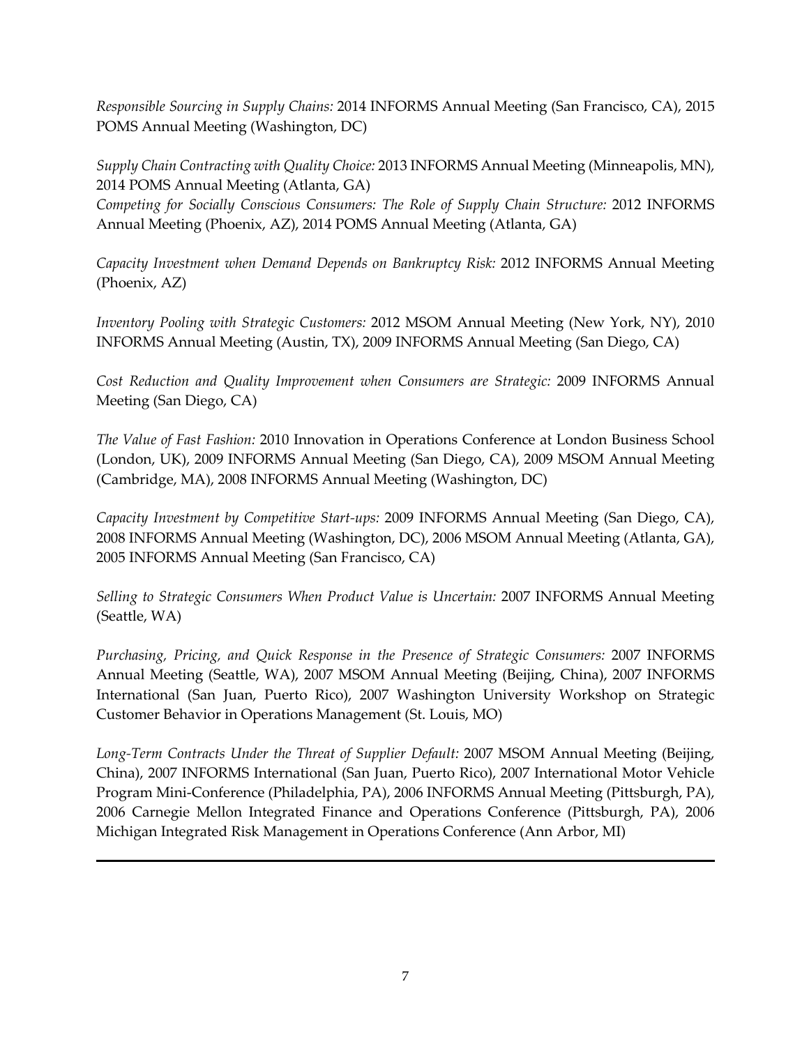*Responsible Sourcing in Supply Chains:* 2014 INFORMS Annual Meeting (San Francisco, CA), 2015 POMS Annual Meeting (Washington, DC)

*Supply Chain Contracting with Quality Choice:* 2013 INFORMS Annual Meeting (Minneapolis, MN), 2014 POMS Annual Meeting (Atlanta, GA)

*Competing for Socially Conscious Consumers: The Role of Supply Chain Structure:* 2012 INFORMS Annual Meeting (Phoenix, AZ), 2014 POMS Annual Meeting (Atlanta, GA)

*Capacity Investment when Demand Depends on Bankruptcy Risk:* 2012 INFORMS Annual Meeting (Phoenix, AZ)

*Inventory Pooling with Strategic Customers:* 2012 MSOM Annual Meeting (New York, NY), 2010 INFORMS Annual Meeting (Austin, TX), 2009 INFORMS Annual Meeting (San Diego, CA)

*Cost Reduction and Quality Improvement when Consumers are Strategic:* 2009 INFORMS Annual Meeting (San Diego, CA)

*The Value of Fast Fashion:* 2010 Innovation in Operations Conference at London Business School (London, UK), 2009 INFORMS Annual Meeting (San Diego, CA), 2009 MSOM Annual Meeting (Cambridge, MA), 2008 INFORMS Annual Meeting (Washington, DC)

*Capacity Investment by Competitive Start-ups:* 2009 INFORMS Annual Meeting (San Diego, CA), 2008 INFORMS Annual Meeting (Washington, DC), 2006 MSOM Annual Meeting (Atlanta, GA), 2005 INFORMS Annual Meeting (San Francisco, CA)

*Selling to Strategic Consumers When Product Value is Uncertain:* 2007 INFORMS Annual Meeting (Seattle, WA)

*Purchasing, Pricing, and Quick Response in the Presence of Strategic Consumers:* 2007 INFORMS Annual Meeting (Seattle, WA), 2007 MSOM Annual Meeting (Beijing, China), 2007 INFORMS International (San Juan, Puerto Rico), 2007 Washington University Workshop on Strategic Customer Behavior in Operations Management (St. Louis, MO)

*Long-Term Contracts Under the Threat of Supplier Default:* 2007 MSOM Annual Meeting (Beijing, China), 2007 INFORMS International (San Juan, Puerto Rico), 2007 International Motor Vehicle Program Mini-Conference (Philadelphia, PA), 2006 INFORMS Annual Meeting (Pittsburgh, PA), 2006 Carnegie Mellon Integrated Finance and Operations Conference (Pittsburgh, PA), 2006 Michigan Integrated Risk Management in Operations Conference (Ann Arbor, MI)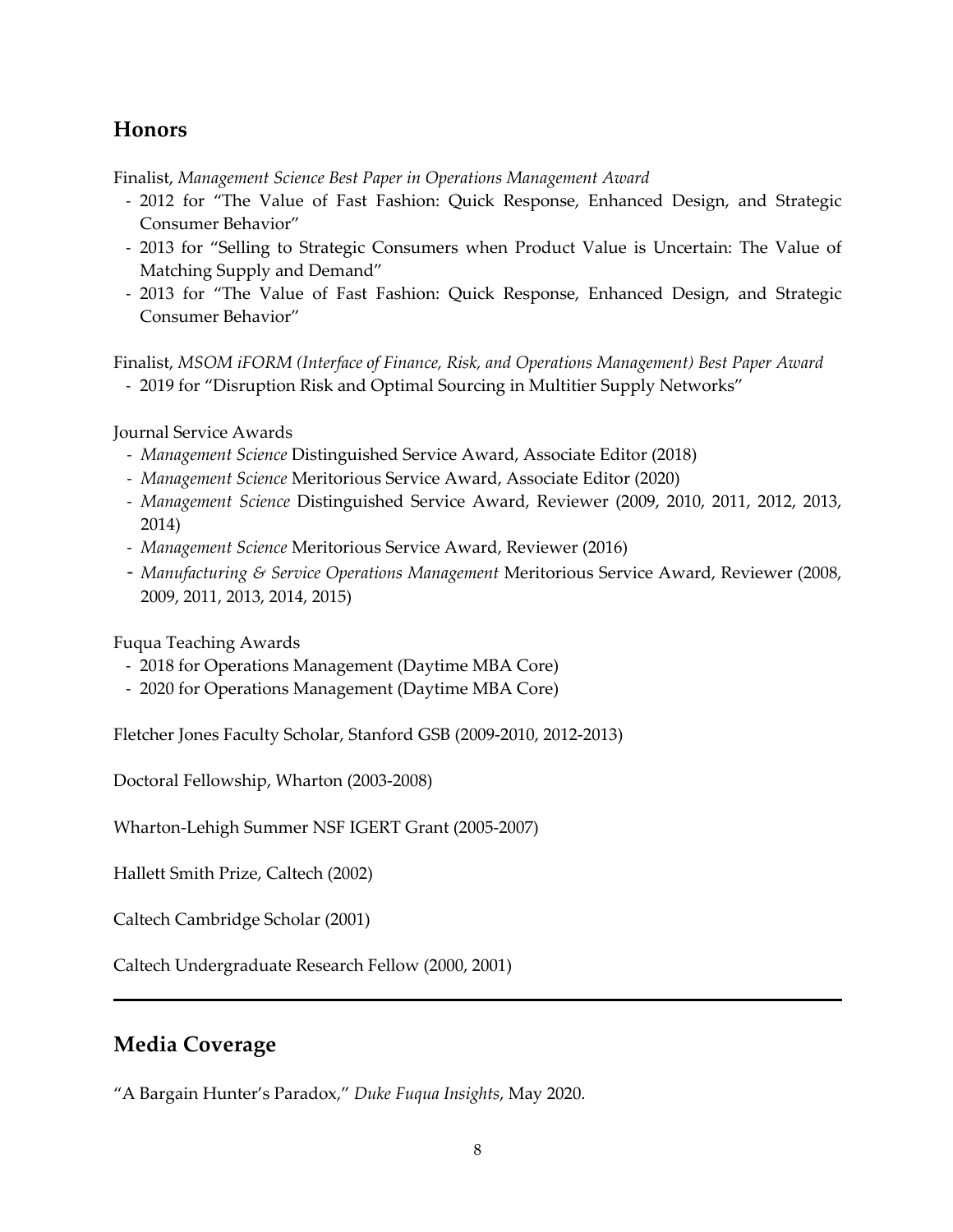## Honors

Finalist, *Management Science Best Paper in Operations Management Award*

- 2012 for "The Value of Fast Fashion: Quick Response, Enhanced Design, and Strategic Consumer Behavior"
- 2013 for "Selling to Strategic Consumers when Product Value is Uncertain: The Value of Matching Supply and Demand"
- 2013 for "The Value of Fast Fashion: Quick Response, Enhanced Design, and Strategic Consumer Behavior"

Finalist, *MSOM iFORM (Interface of Finance, Risk, and Operations Management) Best Paper Award*

- 2019 for "Disruption Risk and Optimal Sourcing in Multitier Supply Networks"

Journal Service Awards

- *Management Science* Distinguished Service Award, Associate Editor (2018)
- *Management Science* Meritorious Service Award, Associate Editor (2020)
- *Management Science* Distinguished Service Award, Reviewer (2009, 2010, 2011, 2012, 2013, 2014)
- *Management Science* Meritorious Service Award, Reviewer (2016)
- *Manufacturing & Service Operations Management* Meritorious Service Award, Reviewer (2008, 2009, 2011, 2013, 2014, 2015)

Fuqua Teaching Awards

- 2018 for Operations Management (Daytime MBA Core)
- 2020 for Operations Management (Daytime MBA Core)

Fletcher Jones Faculty Scholar, Stanford GSB (2009-2010, 2012-2013)

Doctoral Fellowship, Wharton (2003-2008)

Wharton-Lehigh Summer NSF IGERT Grant (2005-2007)

Hallett Smith Prize, Caltech (2002)

Caltech Cambridge Scholar (2001)

Caltech Undergraduate Research Fellow (2000, 2001)

---

## Media Coverage

"A Bargain Hunter's Paradox," *Duke Fuqua Insights*, May 2020.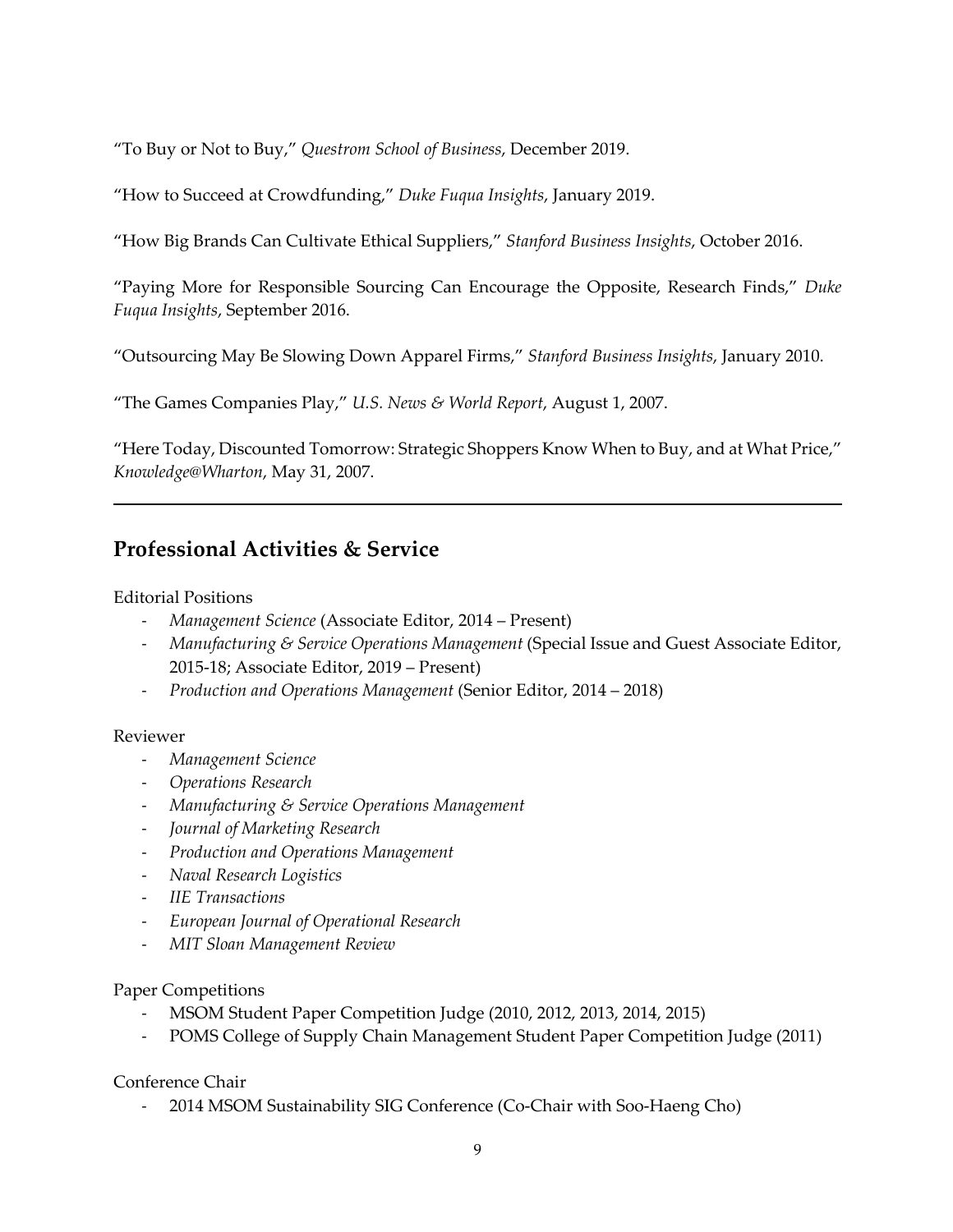"To Buy or Not to Buy," *Questrom School of Business*, December 2019.

"How to Succeed at Crowdfunding," *Duke Fuqua Insights*, January 2019.

"How Big Brands Can Cultivate Ethical Suppliers," *Stanford Business Insights*, October 2016.

"Paying More for Responsible Sourcing Can Encourage the Opposite, Research Finds," *Duke Fuqua Insights*, September 2016.

"Outsourcing May Be Slowing Down Apparel Firms," *Stanford Business Insights*, January 2010.

"The Games Companies Play," *U.S. News & World Report*, August 1, 2007.

"Here Today, Discounted Tomorrow: Strategic Shoppers Know When to Buy, and at What Price," *Knowledge@Wharton*, May 31, 2007.

---

## Professional Activities & Service

Editorial Positions

- *Management Science* (Associate Editor, 2014 – Present)
- *Manufacturing & Service Operations Management* (Special Issue and Guest Associate Editor, 2015-18; Associate Editor, 2019 – Present)
- *Production and Operations Management* (Senior Editor, 2014 – 2018)

Reviewer

- *Management Science*
- *Operations Research*
- *Manufacturing & Service Operations Management*
- *Journal of Marketing Research*
- *Production and Operations Management*
- *Naval Research Logistics*
- *IIE Transactions*
- *European Journal of Operational Research*
- *MIT Sloan Management Review*

Paper Competitions

- MSOM Student Paper Competition Judge (2010, 2012, 2013, 2014, 2015)
- POMS College of Supply Chain Management Student Paper Competition Judge (2011)

Conference Chair

- 2014 MSOM Sustainability SIG Conference (Co-Chair with Soo-Haeng Cho)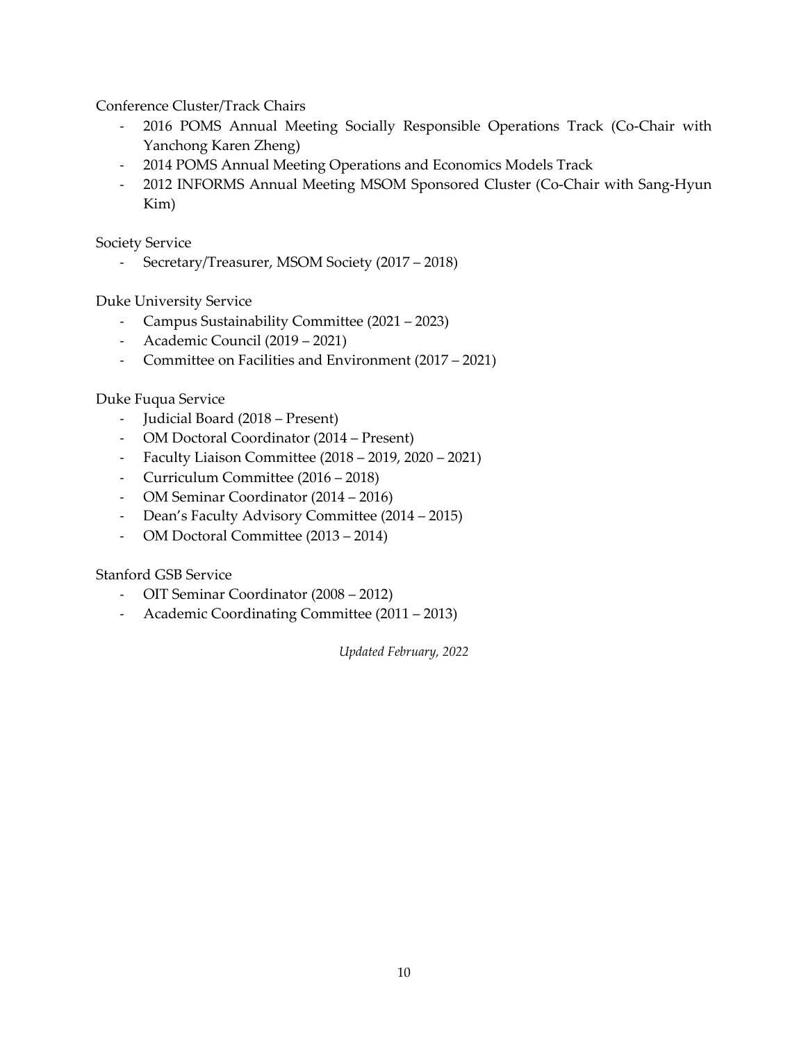Conference Cluster/Track Chairs

- 2016 POMS Annual Meeting Socially Responsible Operations Track (Co-Chair with Yanchong Karen Zheng)
- 2014 POMS Annual Meeting Operations and Economics Models Track
- 2012 INFORMS Annual Meeting MSOM Sponsored Cluster (Co-Chair with Sang-Hyun Kim)

Society Service

- Secretary/Treasurer, MSOM Society (2017 – 2018)

Duke University Service

- Campus Sustainability Committee (2021 – 2023)
- Academic Council (2019 – 2021)
- Committee on Facilities and Environment (2017 – 2021)

Duke Fuqua Service

- Judicial Board (2018 – Present)
- OM Doctoral Coordinator (2014 – Present)
- Faculty Liaison Committee (2018 – 2019, 2020 – 2021)
- Curriculum Committee (2016 – 2018)
- OM Seminar Coordinator (2014 – 2016)
- Dean's Faculty Advisory Committee (2014 – 2015)
- OM Doctoral Committee (2013 – 2014)

Stanford GSB Service

- OIT Seminar Coordinator (2008 – 2012)
- Academic Coordinating Committee (2011 – 2013)

*Updated February, 2022*